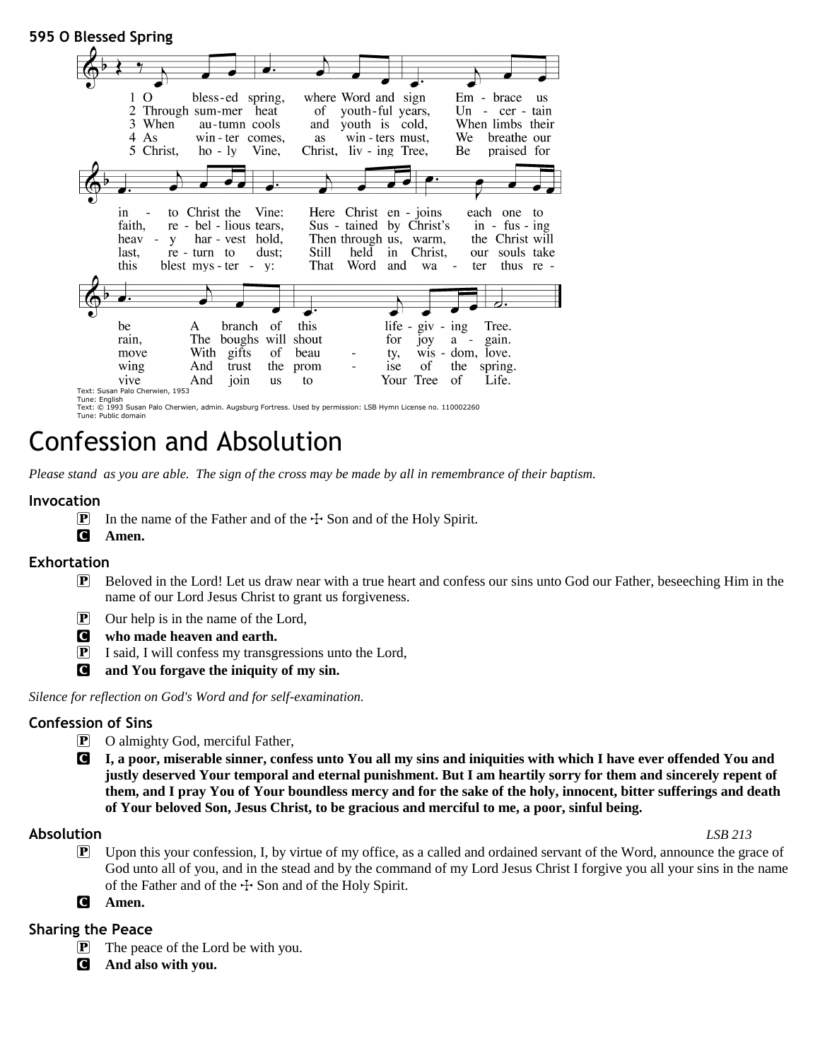**595 O Blessed Spring**

1 O blessed spring, where Word and sign
Embrace us into Christ the Vine:
Here Christ enjoins each one to be
A branch of this life-giving Tree.

2 Through summer heat of youthful years,
Uncertain faith, rebellious tears,
Sustained by Christ's infusing rain,
The boughs will shout for joy again.

3 When autumn cools and youth is cold,
When limbs their heavy harvest hold,
Then through us, warm, the Christ will move
With gifts of beauty, wisdom, love.

4 As winter comes, as winters must,
We breathe our last, return to dust;
Still held in Christ, our souls take wing
And trust the promise of the spring.

5 Christ, holy Vine, Christ, living Tree,
Be praised for this blest mystery:
That Word and water thus revive
And join us to Your Tree of Life.

Text: Susan Palo Cherwien, 1953
Tune: English
Text: © 1993 Susan Palo Cherwien, admin. Augsburg Fortress. Used by permission: LSB Hymn License no. 110002260
Tune: Public domain

# Confession and Absolution

*Please stand as you are able. The sign of the cross may be made by all in remembrance of their baptism.*

### Invocation

P In the name of the Father and of the ☩ Son and of the Holy Spirit.
C **Amen.**

### Exhortation

P Beloved in the Lord! Let us draw near with a true heart and confess our sins unto God our Father, beseeching Him in the name of our Lord Jesus Christ to grant us forgiveness.

P Our help is in the name of the Lord,
C **who made heaven and earth.**
P I said, I will confess my transgressions unto the Lord,
C **and You forgave the iniquity of my sin.**

*Silence for reflection on God's Word and for self-examination.*

### Confession of Sins

P O almighty God, merciful Father,
C **I, a poor, miserable sinner, confess unto You all my sins and iniquities with which I have ever offended You and justly deserved Your temporal and eternal punishment. But I am heartily sorry for them and sincerely repent of them, and I pray You of Your boundless mercy and for the sake of the holy, innocent, bitter sufferings and death of Your beloved Son, Jesus Christ, to be gracious and merciful to me, a poor, sinful being.**

### Absolution

*LSB 213*

P Upon this your confession, I, by virtue of my office, as a called and ordained servant of the Word, announce the grace of God unto all of you, and in the stead and by the command of my Lord Jesus Christ I forgive you all your sins in the name of the Father and of the ☩ Son and of the Holy Spirit.
C **Amen.**

### Sharing the Peace

P The peace of the Lord be with you.
C **And also with you.**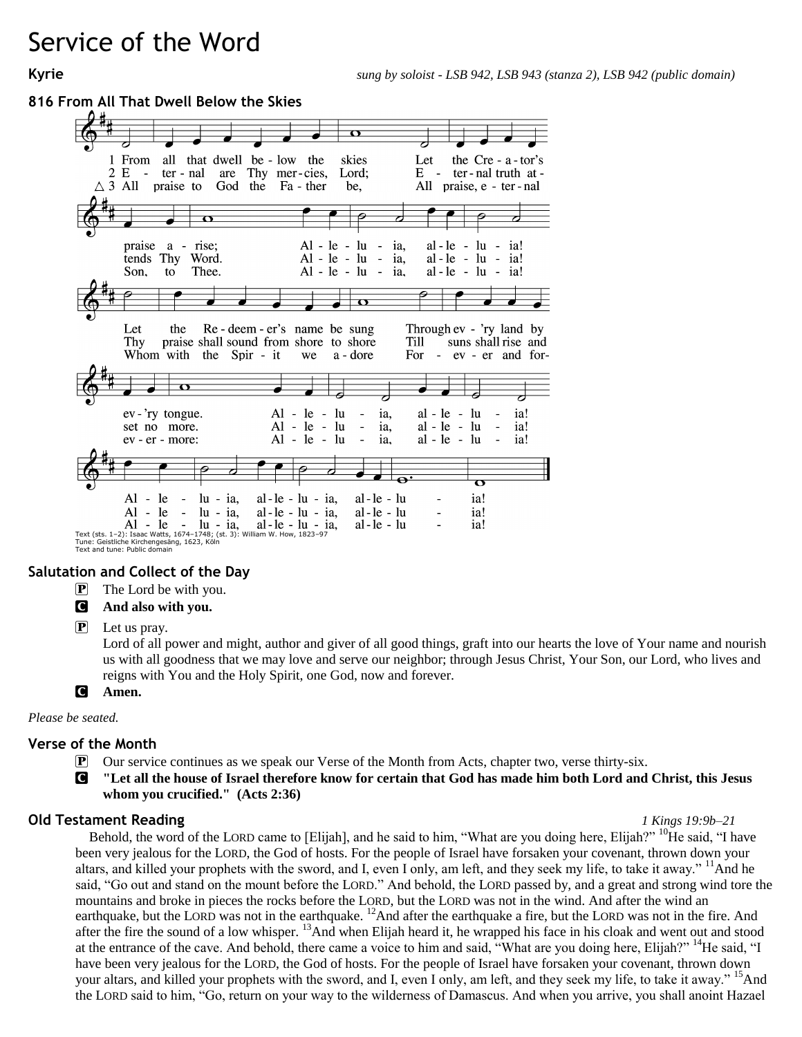# Service of the Word

**Kyrie** *sung by soloist - LSB 942, LSB 943 (stanza 2), LSB 942 (public domain)*

## 816 From All That Dwell Below the Skies

1 From all that dwell below the skies
Let the Creator's praise arise;
Alleluia, alleluia!
Let the Redeemer's name be sung
Through ev'ry land by ev'ry tongue.
Alleluia, alleluia!
Alleluia, alleluia, alleluia!

2 Eternal are Thy mercies, Lord;
Eternal truth attends Thy Word.
Alleluia, alleluia!
Thy praise shall sound from shore to shore
Till suns shall rise and set no more.
Alleluia, alleluia!
Alleluia, alleluia, alleluia!

△ 3 All praise to God the Father be,
All praise, eternal Son, to Thee.
Alleluia, alleluia!
Whom with the Spirit we adore
Forever and forevermore:
Alleluia, alleluia!
Alleluia, alleluia, alleluia!

Text (sts. 1–2): Isaac Watts, 1674–1748; (st. 3): William W. How, 1823–97
Tune: Geistliche Kirchengesäng, 1623, Köln
Text and tune: Public domain

### Salutation and Collect of the Day

P The Lord be with you.

C **And also with you.**

P Let us pray.
Lord of all power and might, author and giver of all good things, graft into our hearts the love of Your name and nourish us with all goodness that we may love and serve our neighbor; through Jesus Christ, Your Son, our Lord, who lives and reigns with You and the Holy Spirit, one God, now and forever.

C **Amen.**

*Please be seated.*

### Verse of the Month

P Our service continues as we speak our Verse of the Month from Acts, chapter two, verse thirty-six.

C **"Let all the house of Israel therefore know for certain that God has made him both Lord and Christ, this Jesus whom you crucified." (Acts 2:36)**

### Old Testament Reading *1 Kings 19:9b–21*

Behold, the word of the LORD came to [Elijah], and he said to him, "What are you doing here, Elijah?" [10]He said, "I have been very jealous for the LORD, the God of hosts. For the people of Israel have forsaken your covenant, thrown down your altars, and killed your prophets with the sword, and I, even I only, am left, and they seek my life, to take it away." [11]And he said, "Go out and stand on the mount before the LORD." And behold, the LORD passed by, and a great and strong wind tore the mountains and broke in pieces the rocks before the LORD, but the LORD was not in the wind. And after the wind an earthquake, but the LORD was not in the earthquake. [12]And after the earthquake a fire, but the LORD was not in the fire. And after the fire the sound of a low whisper. [13]And when Elijah heard it, he wrapped his face in his cloak and went out and stood at the entrance of the cave. And behold, there came a voice to him and said, "What are you doing here, Elijah?" [14]He said, "I have been very jealous for the LORD, the God of hosts. For the people of Israel have forsaken your covenant, thrown down your altars, and killed your prophets with the sword, and I, even I only, am left, and they seek my life, to take it away." [15]And the LORD said to him, "Go, return on your way to the wilderness of Damascus. And when you arrive, you shall anoint Hazael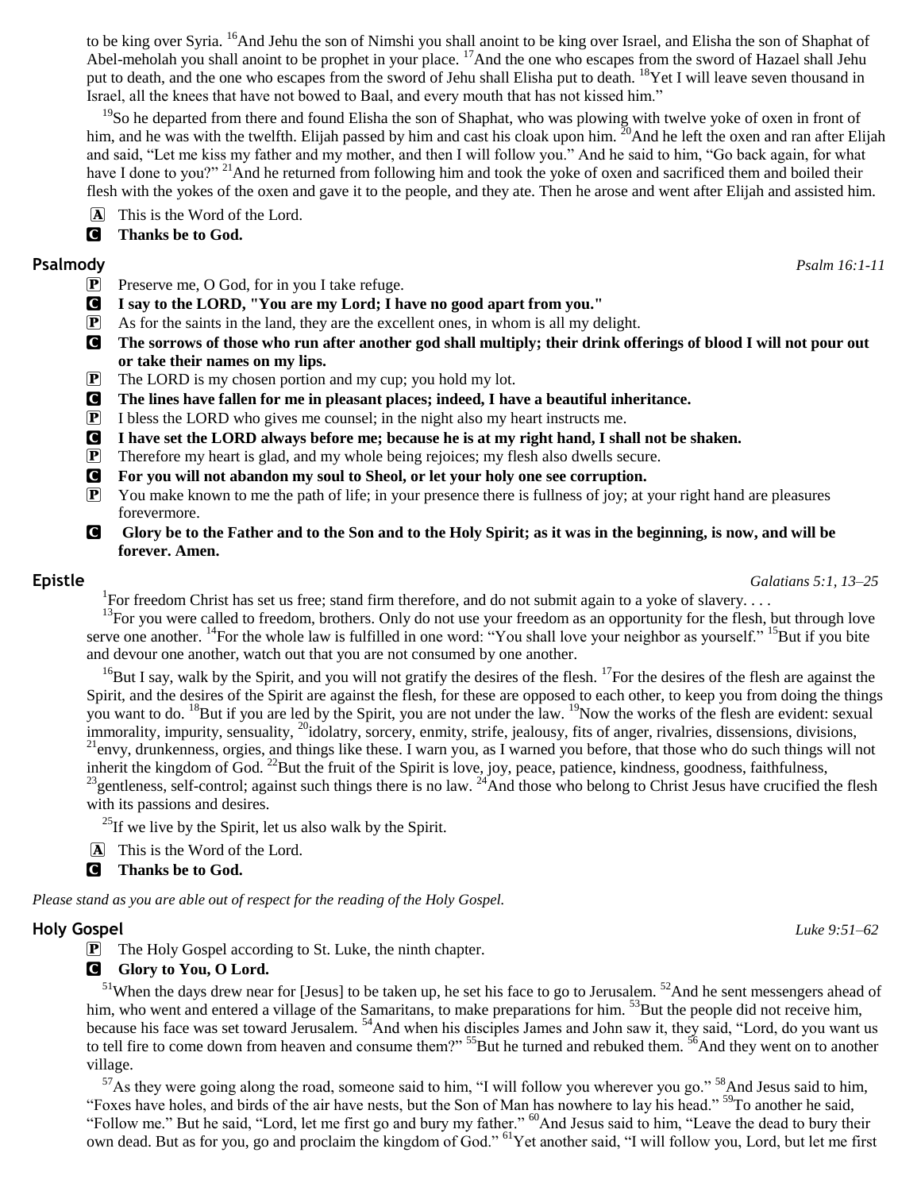to be king over Syria. [16]And Jehu the son of Nimshi you shall anoint to be king over Israel, and Elisha the son of Shaphat of Abel-meholah you shall anoint to be prophet in your place. [17]And the one who escapes from the sword of Hazael shall Jehu put to death, and the one who escapes from the sword of Jehu shall Elisha put to death. [18]Yet I will leave seven thousand in Israel, all the knees that have not bowed to Baal, and every mouth that has not kissed him."

[19]So he departed from there and found Elisha the son of Shaphat, who was plowing with twelve yoke of oxen in front of him, and he was with the twelfth. Elijah passed by him and cast his cloak upon him. [20]And he left the oxen and ran after Elijah and said, "Let me kiss my father and my mother, and then I will follow you." And he said to him, "Go back again, for what have I done to you?" [21]And he returned from following him and took the yoke of oxen and sacrificed them and boiled their flesh with the yokes of the oxen and gave it to the people, and they ate. Then he arose and went after Elijah and assisted him.

A This is the Word of the Lord.

C **Thanks be to God.**

## Psalmody

*Psalm 16:1-11*

P Preserve me, O God, for in you I take refuge.

C **I say to the LORD, "You are my Lord; I have no good apart from you."**

P As for the saints in the land, they are the excellent ones, in whom is all my delight.

C **The sorrows of those who run after another god shall multiply; their drink offerings of blood I will not pour out or take their names on my lips.**

P The LORD is my chosen portion and my cup; you hold my lot.

C **The lines have fallen for me in pleasant places; indeed, I have a beautiful inheritance.**

P I bless the LORD who gives me counsel; in the night also my heart instructs me.

C **I have set the LORD always before me; because he is at my right hand, I shall not be shaken.**

P Therefore my heart is glad, and my whole being rejoices; my flesh also dwells secure.

C **For you will not abandon my soul to Sheol, or let your holy one see corruption.**

P You make known to me the path of life; in your presence there is fullness of joy; at your right hand are pleasures forevermore.

C **Glory be to the Father and to the Son and to the Holy Spirit; as it was in the beginning, is now, and will be forever. Amen.**

## Epistle

*Galatians 5:1, 13–25*

[1]For freedom Christ has set us free; stand firm therefore, and do not submit again to a yoke of slavery. . . .

[13]For you were called to freedom, brothers. Only do not use your freedom as an opportunity for the flesh, but through love serve one another. [14]For the whole law is fulfilled in one word: "You shall love your neighbor as yourself." [15]But if you bite and devour one another, watch out that you are not consumed by one another.

[16]But I say, walk by the Spirit, and you will not gratify the desires of the flesh. [17]For the desires of the flesh are against the Spirit, and the desires of the Spirit are against the flesh, for these are opposed to each other, to keep you from doing the things you want to do. [18]But if you are led by the Spirit, you are not under the law. [19]Now the works of the flesh are evident: sexual immorality, impurity, sensuality, [20]idolatry, sorcery, enmity, strife, jealousy, fits of anger, rivalries, dissensions, divisions, [21]envy, drunkenness, orgies, and things like these. I warn you, as I warned you before, that those who do such things will not inherit the kingdom of God. [22]But the fruit of the Spirit is love, joy, peace, patience, kindness, goodness, faithfulness, [23]gentleness, self-control; against such things there is no law. [24]And those who belong to Christ Jesus have crucified the flesh with its passions and desires.

[25]If we live by the Spirit, let us also walk by the Spirit.

A This is the Word of the Lord.

C **Thanks be to God.**

*Please stand as you are able out of respect for the reading of the Holy Gospel.*

## Holy Gospel

*Luke 9:51–62*

P The Holy Gospel according to St. Luke, the ninth chapter.

C **Glory to You, O Lord.**

[51]When the days drew near for [Jesus] to be taken up, he set his face to go to Jerusalem. [52]And he sent messengers ahead of him, who went and entered a village of the Samaritans, to make preparations for him. [53]But the people did not receive him, because his face was set toward Jerusalem. [54]And when his disciples James and John saw it, they said, "Lord, do you want us to tell fire to come down from heaven and consume them?" [55]But he turned and rebuked them. [56]And they went on to another village.

[57]As they were going along the road, someone said to him, "I will follow you wherever you go." [58]And Jesus said to him, "Foxes have holes, and birds of the air have nests, but the Son of Man has nowhere to lay his head." [59]To another he said, "Follow me." But he said, "Lord, let me first go and bury my father." [60]And Jesus said to him, "Leave the dead to bury their own dead. But as for you, go and proclaim the kingdom of God." [61]Yet another said, "I will follow you, Lord, but let me first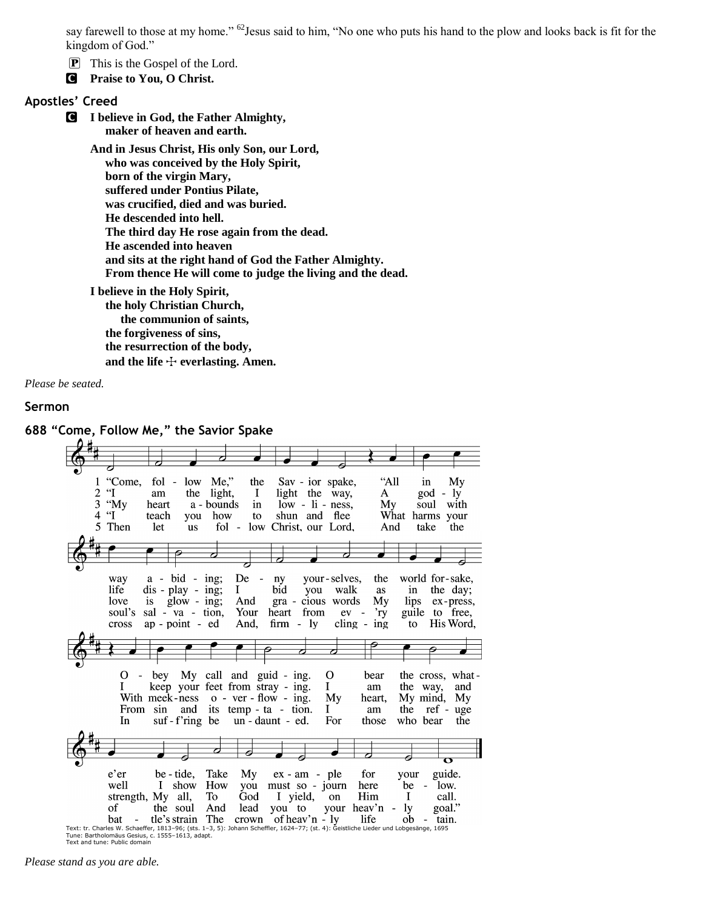say farewell to those at my home." [62]Jesus said to him, "No one who puts his hand to the plow and looks back is fit for the kingdom of God."

P This is the Gospel of the Lord.

C **Praise to You, O Christ.**

## Apostles' Creed

C **I believe in God, the Father Almighty,**
**maker of heaven and earth.**

**And in Jesus Christ, His only Son, our Lord,**
**who was conceived by the Holy Spirit,**
**born of the virgin Mary,**
**suffered under Pontius Pilate,**
**was crucified, died and was buried.**
**He descended into hell.**
**The third day He rose again from the dead.**
**He ascended into heaven**
**and sits at the right hand of God the Father Almighty.**
**From thence He will come to judge the living and the dead.**

**I believe in the Holy Spirit,**
**the holy Christian Church,**
**the communion of saints,**
**the forgiveness of sins,**
**the resurrection of the body,**
**and the life ☩ everlasting. Amen.**

*Please be seated.*

## Sermon

## 688 "Come, Follow Me," the Savior Spake

1 "Come, follow Me," the Savior spake, "All in My way abiding; Deny yourselves, the world forsake, Obey My call and guiding. O bear the cross, whate'er betide, Take My example for your guide.

2 "I am the light, I light the way, A godly life displaying; I bid you walk as in the day; I keep your feet from straying. I am the way, and well I show How you must sojourn here below.

3 "My heart abounds in lowliness, My soul with love is glowing; And gracious words My lips express, With meekness overflowing. My heart, My mind, My strength, My all, To God I yield, on Him I call.

4 "I teach you how to shun and flee What harms your soul's salvation, Your heart from ev'ry guile to free, From sin and its temptation. I am the refuge of the soul And lead you to your heav'nly goal."

5 Then let us follow Christ, our Lord, And take the cross appointed And, firmly clinging to His Word, In suff'ring be undaunted. For those who bear the battle's strain The crown of heav'nly life obtain.

Text: tr. Charles W. Schaeffer, 1813–96; (sts. 1–3, 5): Johann Scheffler, 1624–77; (st. 4): Geistliche Lieder und Lobgesänge, 1695
Tune: Bartholomäus Gesius, c. 1555–1613, adapt.
Text and tune: Public domain

*Please stand as you are able.*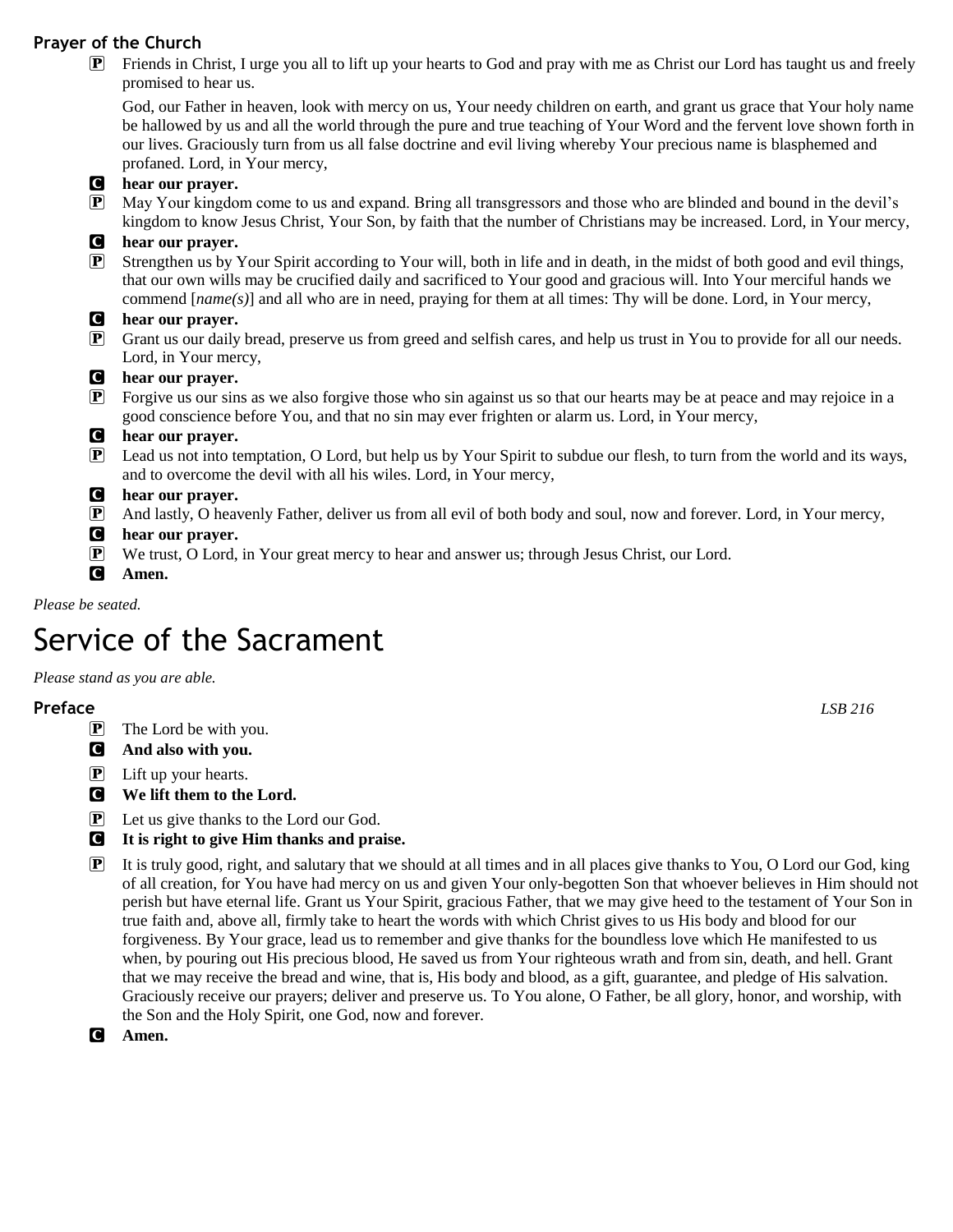### Prayer of the Church

P Friends in Christ, I urge you all to lift up your hearts to God and pray with me as Christ our Lord has taught us and freely promised to hear us.

God, our Father in heaven, look with mercy on us, Your needy children on earth, and grant us grace that Your holy name be hallowed by us and all the world through the pure and true teaching of Your Word and the fervent love shown forth in our lives. Graciously turn from us all false doctrine and evil living whereby Your precious name is blasphemed and profaned. Lord, in Your mercy,

C **hear our prayer.**

P May Your kingdom come to us and expand. Bring all transgressors and those who are blinded and bound in the devil's kingdom to know Jesus Christ, Your Son, by faith that the number of Christians may be increased. Lord, in Your mercy,

C **hear our prayer.**

P Strengthen us by Your Spirit according to Your will, both in life and in death, in the midst of both good and evil things, that our own wills may be crucified daily and sacrificed to Your good and gracious will. Into Your merciful hands we commend [*name(s)*] and all who are in need, praying for them at all times: Thy will be done. Lord, in Your mercy,

C **hear our prayer.**

P Grant us our daily bread, preserve us from greed and selfish cares, and help us trust in You to provide for all our needs. Lord, in Your mercy,

C **hear our prayer.**

P Forgive us our sins as we also forgive those who sin against us so that our hearts may be at peace and may rejoice in a good conscience before You, and that no sin may ever frighten or alarm us. Lord, in Your mercy,

C **hear our prayer.**

P Lead us not into temptation, O Lord, but help us by Your Spirit to subdue our flesh, to turn from the world and its ways, and to overcome the devil with all his wiles. Lord, in Your mercy,

C **hear our prayer.**

P And lastly, O heavenly Father, deliver us from all evil of both body and soul, now and forever. Lord, in Your mercy,

C **hear our prayer.**

P We trust, O Lord, in Your great mercy to hear and answer us; through Jesus Christ, our Lord.

C **Amen.**

*Please be seated.*

# Service of the Sacrament

*Please stand as you are able.*

### Preface

*LSB 216*

P The Lord be with you.

C **And also with you.**

P Lift up your hearts.

C **We lift them to the Lord.**

P Let us give thanks to the Lord our God.

C **It is right to give Him thanks and praise.**

P It is truly good, right, and salutary that we should at all times and in all places give thanks to You, O Lord our God, king of all creation, for You have had mercy on us and given Your only-begotten Son that whoever believes in Him should not perish but have eternal life. Grant us Your Spirit, gracious Father, that we may give heed to the testament of Your Son in true faith and, above all, firmly take to heart the words with which Christ gives to us His body and blood for our forgiveness. By Your grace, lead us to remember and give thanks for the boundless love which He manifested to us when, by pouring out His precious blood, He saved us from Your righteous wrath and from sin, death, and hell. Grant that we may receive the bread and wine, that is, His body and blood, as a gift, guarantee, and pledge of His salvation. Graciously receive our prayers; deliver and preserve us. To You alone, O Father, be all glory, honor, and worship, with the Son and the Holy Spirit, one God, now and forever.

C **Amen.**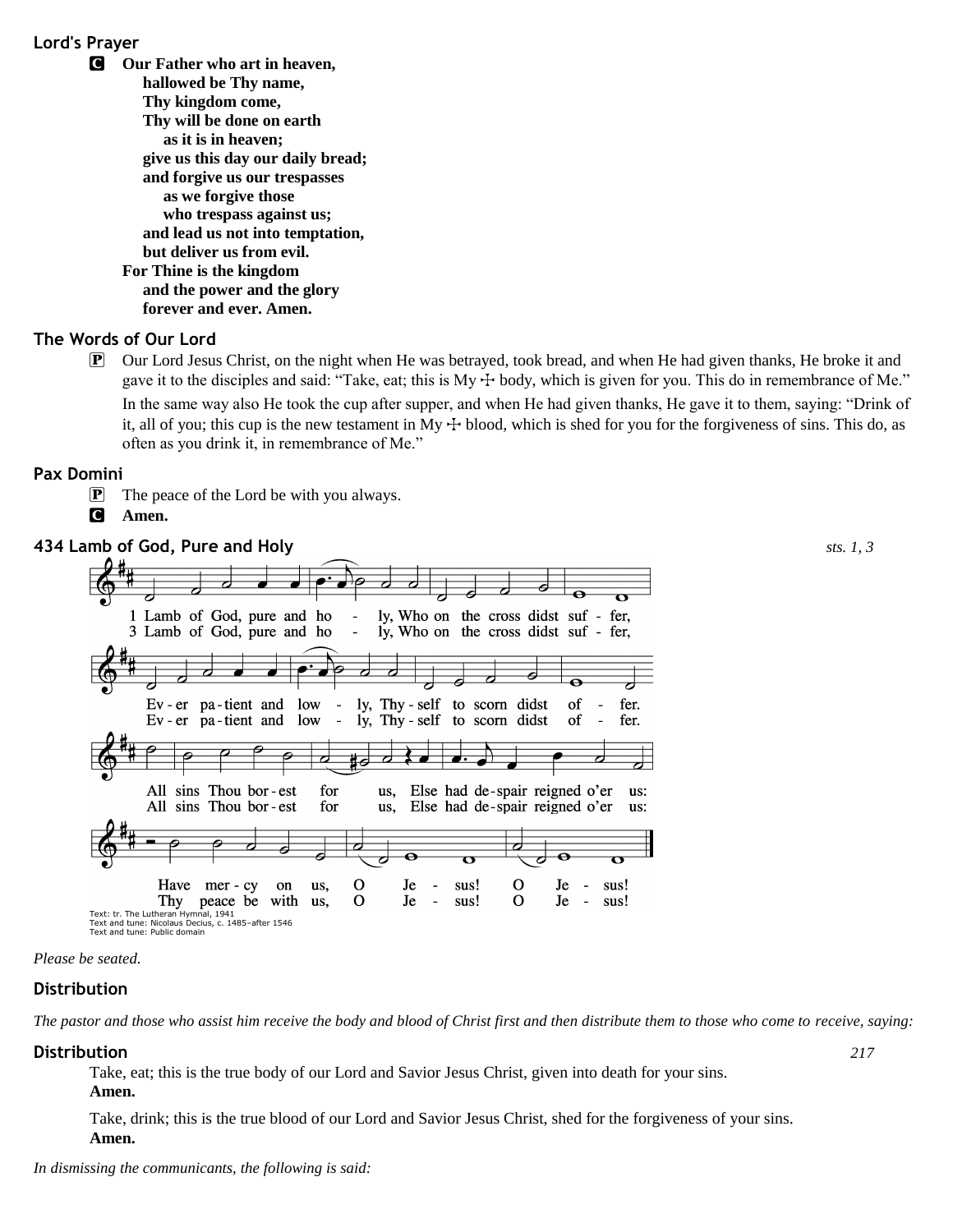### Lord's Prayer

**C** **Our Father who art in heaven,**
**hallowed be Thy name,**
**Thy kingdom come,**
**Thy will be done on earth**
**as it is in heaven;**
**give us this day our daily bread;**
**and forgive us our trespasses**
**as we forgive those**
**who trespass against us;**
**and lead us not into temptation,**
**but deliver us from evil.**
**For Thine is the kingdom**
**and the power and the glory**
**forever and ever. Amen.**

### The Words of Our Lord

**P** Our Lord Jesus Christ, on the night when He was betrayed, took bread, and when He had given thanks, He broke it and gave it to the disciples and said: "Take, eat; this is My ☩ body, which is given for you. This do in remembrance of Me."

In the same way also He took the cup after supper, and when He had given thanks, He gave it to them, saying: "Drink of it, all of you; this cup is the new testament in My ☩ blood, which is shed for you for the forgiveness of sins. This do, as often as you drink it, in remembrance of Me."

### Pax Domini

**P** The peace of the Lord be with you always.

**C** **Amen.**

### 434 Lamb of God, Pure and Holy

*sts. 1, 3*

1 Lamb of God, pure and holy, Who on the cross didst suffer,
Ever patient and lowly, Thyself to scorn didst offer.
All sins Thou borest for us, Else had despair reigned o'er us:
Have mercy on us, O Jesus! O Jesus!

3 Lamb of God, pure and holy, Who on the cross didst suffer,
Ever patient and lowly, Thyself to scorn didst offer.
All sins Thou borest for us, Else had despair reigned o'er us:
Thy peace be with us, O Jesus! O Jesus!

Text: tr. The Lutheran Hymnal, 1941
Text and tune: Nicolaus Decius, c. 1485–after 1546
Text and tune: Public domain

*Please be seated.*

### Distribution

*The pastor and those who assist him receive the body and blood of Christ first and then distribute them to those who come to receive, saying:*

### Distribution

*217*

Take, eat; this is the true body of our Lord and Savior Jesus Christ, given into death for your sins.
**Amen.**

Take, drink; this is the true blood of our Lord and Savior Jesus Christ, shed for the forgiveness of your sins.
**Amen.**

*In dismissing the communicants, the following is said:*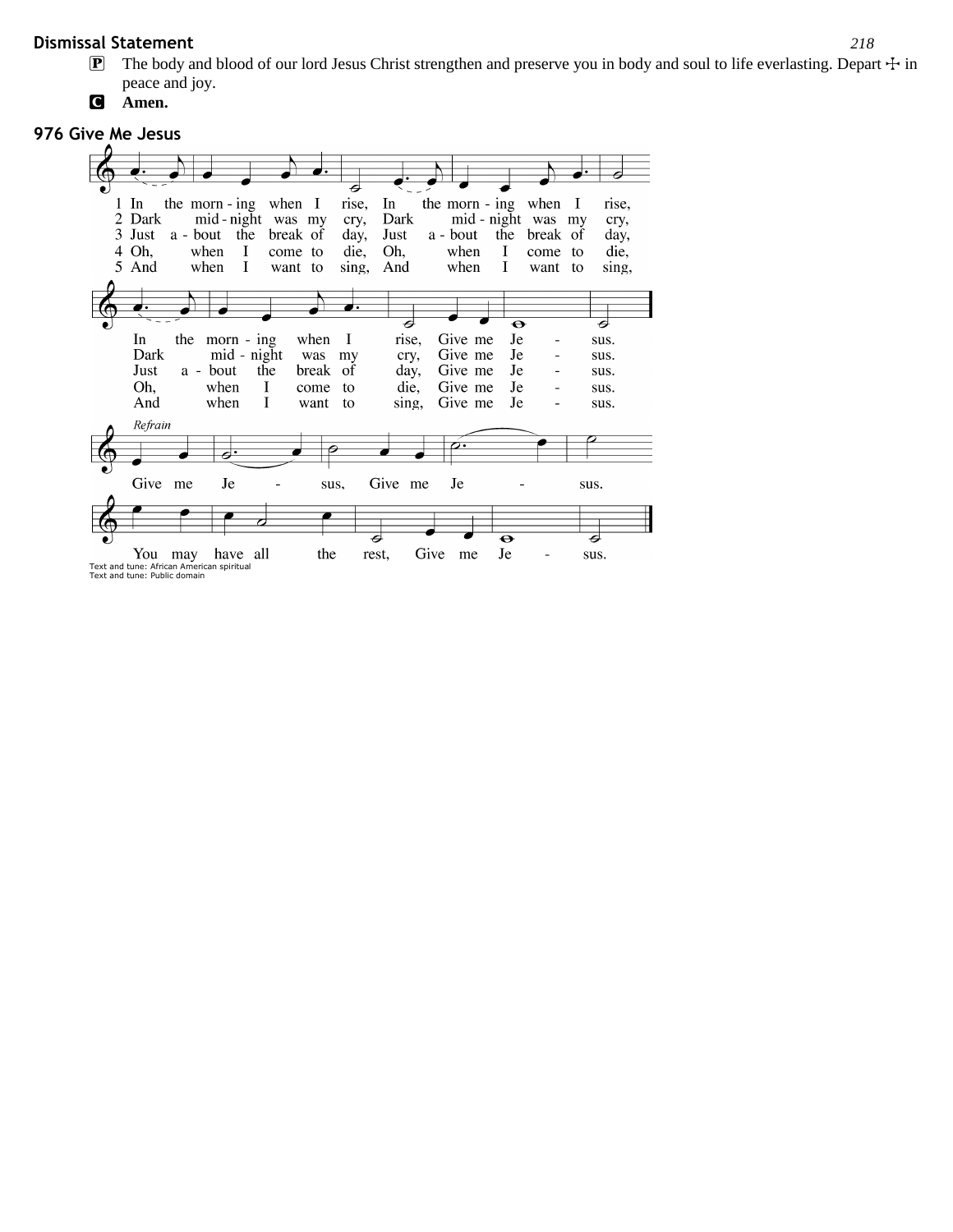## Dismissal Statement

**P** The body and blood of our lord Jesus Christ strengthen and preserve you in body and soul to life everlasting. Depart ☩ in peace and joy.

**C** **Amen.**

## 976 Give Me Jesus

1 In the morning when I rise, In the morning when I rise, In the morning when I rise, Give me Jesus.

2 Dark midnight was my cry, Dark midnight was my cry, Dark midnight was my cry, Give me Jesus.

3 Just about the break of day, Just about the break of day, Just about the break of day, Give me Jesus.

4 Oh, when I come to die, Oh, when I come to die, Oh, when I come to die, Give me Jesus.

5 And when I want to sing, And when I want to sing, And when I want to sing, Give me Jesus.

*Refrain*

Give me Jesus, Give me Jesus. You may have all the rest, Give me Jesus.

Text and tune: African American spiritual
Text and tune: Public domain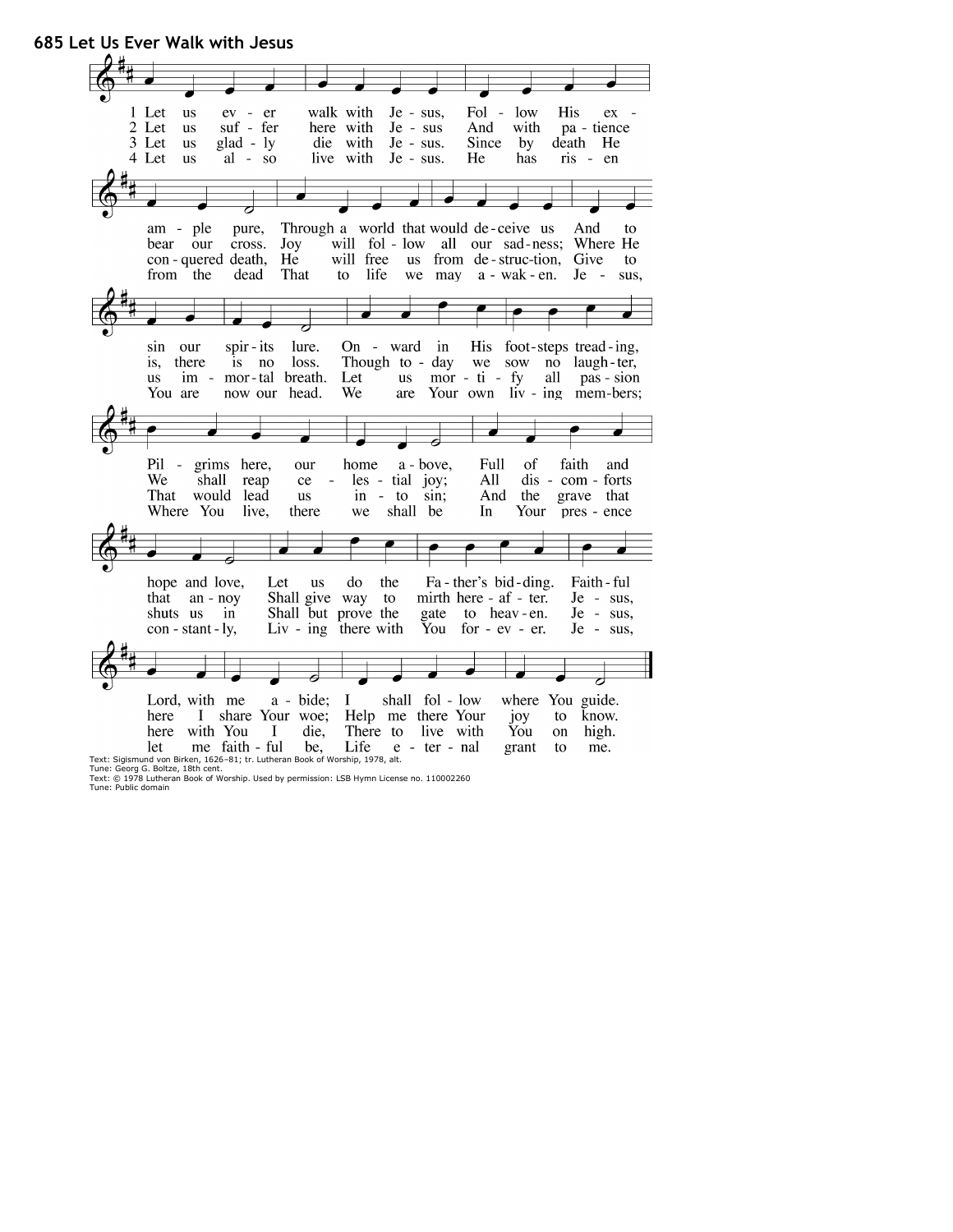# 685 Let Us Ever Walk with Jesus

1 Let us ever walk with Jesus,
Follow His example pure,
Through a world that would deceive us
And to sin our spirits lure.
Onward in His footsteps treading,
Pilgrims here, our home above,
Full of faith and hope and love,
Let us do the Father's bidding.
Faithful Lord, with me abide;
I shall follow where You guide.

2 Let us suffer here with Jesus
And with patience bear our cross.
Joy will follow all our sadness;
Where He is, there is no loss.
Though today we sow no laughter,
We shall reap celestial joy;
All discomforts that annoy
Shall give way to mirth hereafter.
Jesus, here I share Your woe;
Help me there Your joy to know.

3 Let us gladly die with Jesus.
Since by death He conquered death,
He will free us from destruction,
Give to us immortal breath.
Let us mortify all passion
That would lead us into sin;
And the grave that shuts us in
Shall but prove the gate to heaven.
Jesus, here with You I die,
There to live with You on high.

4 Let us also live with Jesus.
He has risen from the dead
That to life we may awaken.
Jesus, You are now our head.
We are Your own living members;
Where You live, there we shall be
In Your presence constantly,
Living there with You forever.
Jesus, let me faithful be,
Life eternal grant to me.

Text: Sigismund von Birken, 1626–81; tr. Lutheran Book of Worship, 1978, alt.
Tune: Georg G. Boltze, 18th cent.
Text: © 1978 Lutheran Book of Worship. Used by permission: LSB Hymn License no. 110002260
Tune: Public domain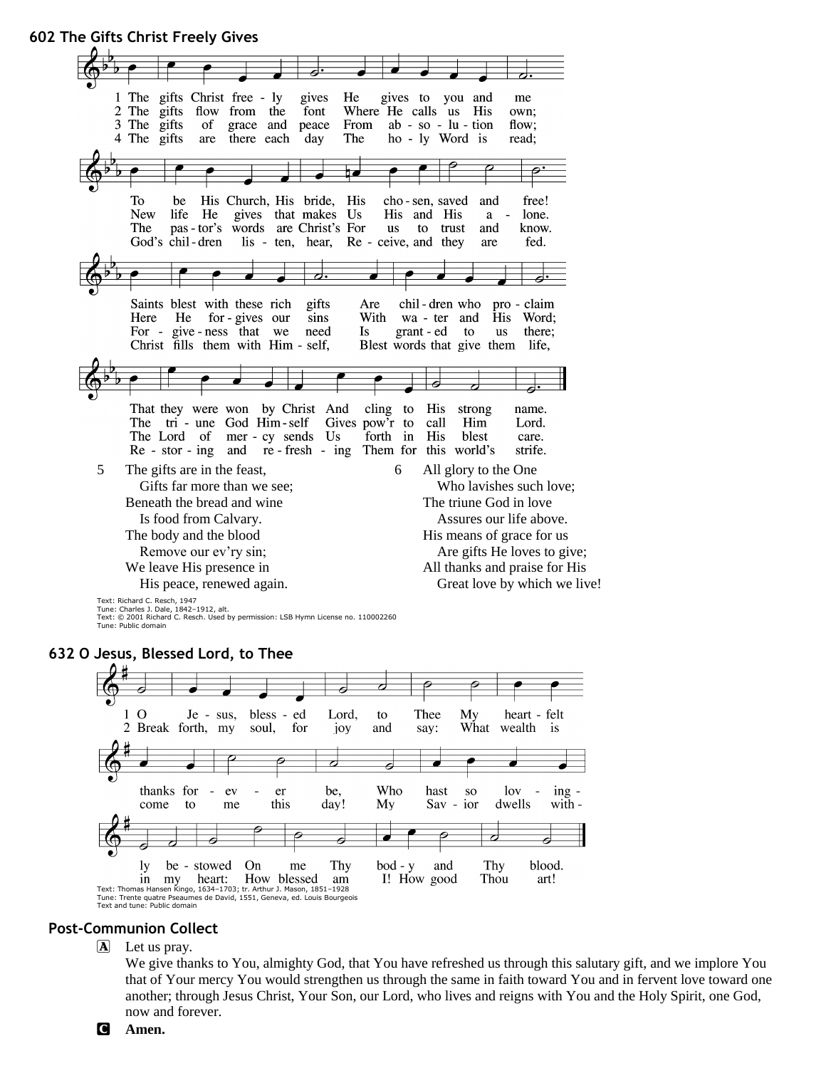## 602 The Gifts Christ Freely Gives

1 The gifts Christ freely gives He gives to you and me
To be His Church, His bride, His chosen, saved and free!
Saints blest with these rich gifts Are children who proclaim
That they were won by Christ And cling to His strong name.

2 The gifts flow from the font Where He calls us His own;
New life He gives that makes Us His and His alone.
Here He forgives our sins With water and His Word;
The triune God Himself Gives pow'r to call Him Lord.

3 The gifts of grace and peace From absolution flow;
The pastor's words are Christ's For us to trust and know.
Forgiveness that we need Is granted to us there;
The Lord of mercy sends Us forth in His blest care.

4 The gifts are there each day The holy Word is read;
God's children listen, hear, Receive, and they are fed.
Christ fills them with Himself, Blest words that give them life,
Restoring and refreshing Them for this world's strife.

5 The gifts are in the feast,
Gifts far more than we see;
Beneath the bread and wine
Is food from Calvary.
The body and the blood
Remove our ev'ry sin;
We leave His presence in
His peace, renewed again.

6 All glory to the One
Who lavishes such love;
The triune God in love
Assures our life above.
His means of grace for us
Are gifts He loves to give;
All thanks and praise for His
Great love by which we live!

Text: Richard C. Resch, 1947
Tune: Charles J. Dale, 1842–1912, alt.
Text: © 2001 Richard C. Resch. Used by permission: LSB Hymn License no. 110002260
Tune: Public domain

## 632 O Jesus, Blessed Lord, to Thee

1 O Jesus, blessed Lord, to Thee My heartfelt thanks forever be,
Who hast so lovingly bestowed On me Thy body and Thy blood.

2 Break forth, my soul, for joy and say: What wealth is come to me this day!
My Savior dwells within my heart: How blessed am I! How good Thou art!

Text: Thomas Hansen Kingo, 1634–1703; tr. Arthur J. Mason, 1851–1928
Tune: Trente quatre Pseaumes de David, 1551, Geneva, ed. Louis Bourgeois
Text and tune: Public domain

### Post-Communion Collect

A Let us pray.
We give thanks to You, almighty God, that You have refreshed us through this salutary gift, and we implore You that of Your mercy You would strengthen us through the same in faith toward You and in fervent love toward one another; through Jesus Christ, Your Son, our Lord, who lives and reigns with You and the Holy Spirit, one God, now and forever.

C **Amen.**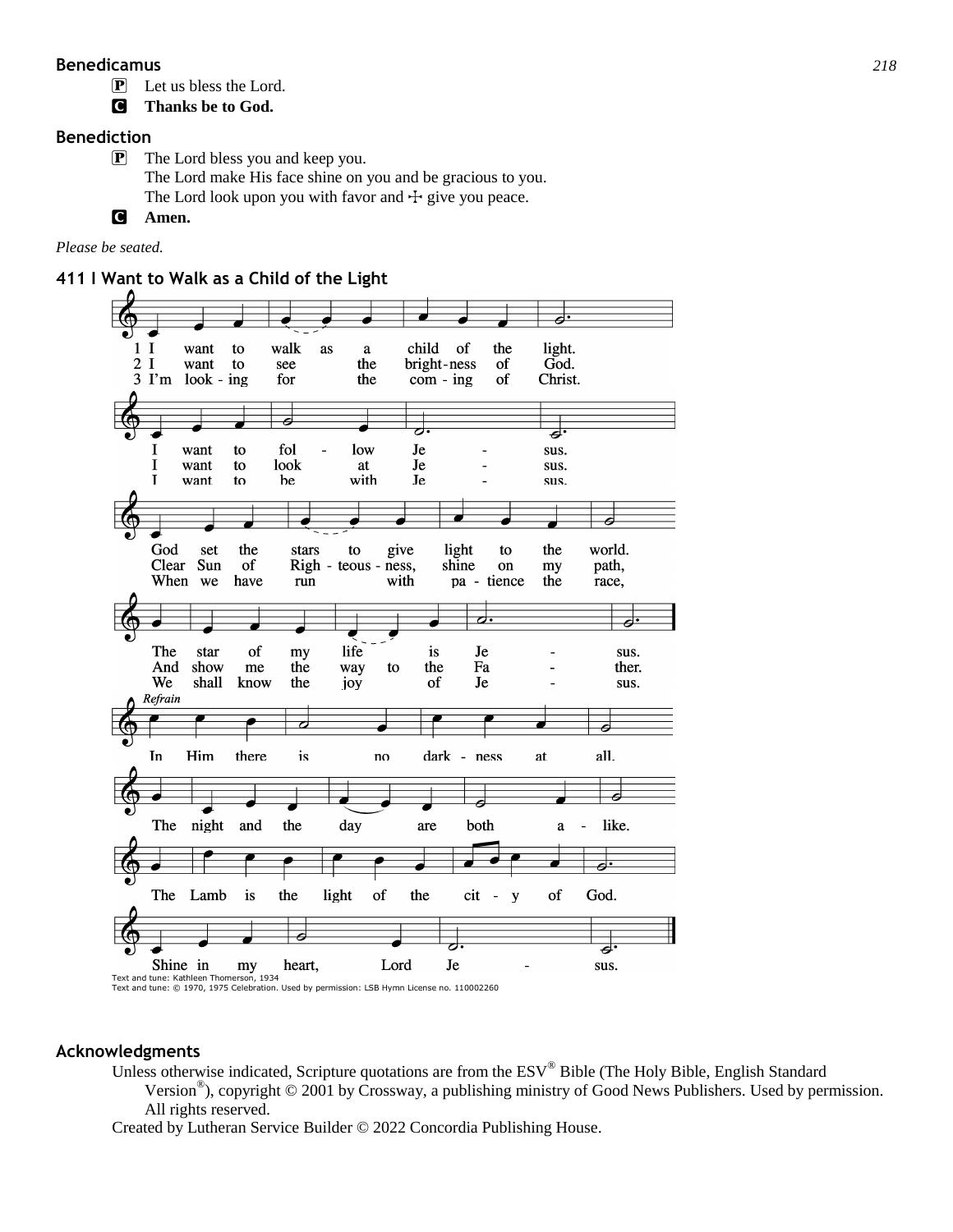## Benedicamus

P Let us bless the Lord.

C **Thanks be to God.**

## Benediction

P The Lord bless you and keep you.
The Lord make His face shine on you and be gracious to you.
The Lord look upon you with favor and ☩ give you peace.

C **Amen.**

*Please be seated.*

## 411 I Want to Walk as a Child of the Light

1 I want to walk as a child of the light.
I want to follow Jesus.
God set the stars to give light to the world.
The star of my life is Jesus.

2 I want to see the brightness of God.
I want to look at Jesus.
Clear Sun of Righteousness, shine on my path,
And show me the way to the Father.

3 I'm looking for the coming of Christ.
I want to be with Jesus.
When we have run with patience the race,
We shall know the joy of Jesus.

*Refrain*

In Him there is no darkness at all.
The night and the day are both alike.
The Lamb is the light of the city of God.
Shine in my heart, Lord Jesus.

Text and tune: Kathleen Thomerson, 1934
Text and tune: © 1970, 1975 Celebration. Used by permission: LSB Hymn License no. 110002260

## Acknowledgments

Unless otherwise indicated, Scripture quotations are from the ESV® Bible (The Holy Bible, English Standard Version®), copyright © 2001 by Crossway, a publishing ministry of Good News Publishers. Used by permission. All rights reserved.

Created by Lutheran Service Builder © 2022 Concordia Publishing House.